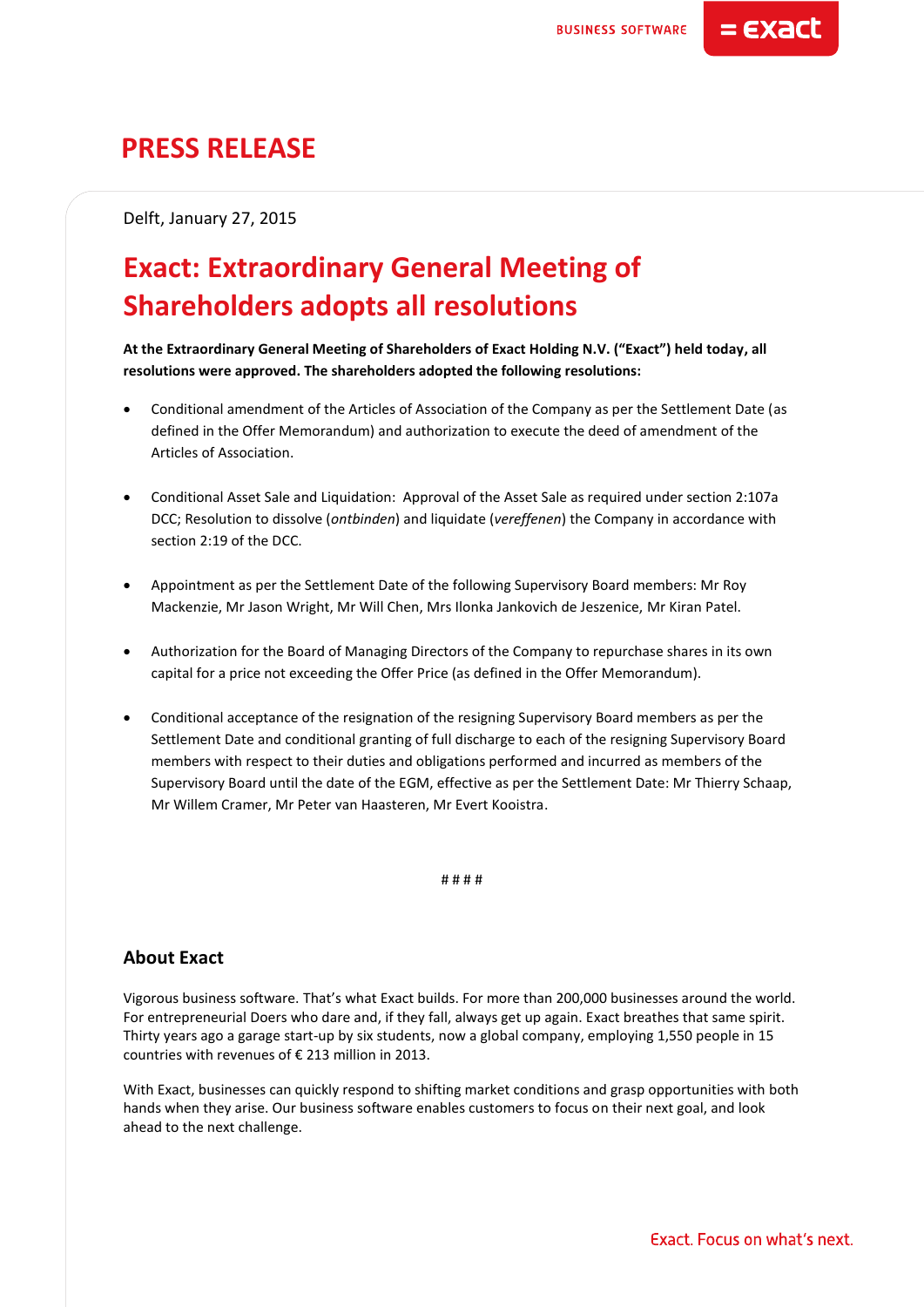# PRESS RELEASE

Delft, January 27, 2015

## Exact: Extraordinary General Meeting of Shareholders adopts all resolutions

**At the Extraordinary General Meeting of Shareholders of Exact Holding N.V. ("Exact") held today, all resolutions were approved. The shareholders adopted the following resolutions:**

- Conditional amendment of the Articles of Association of the Company as per the Settlement Date (as defined in the Offer Memorandum) and authorization to execute the deed of amendment of the Articles of Association.

- Conditional Asset Sale and Liquidation: Approval of the Asset Sale as required under section 2:107a DCC; Resolution to dissolve (*ontbinden*) and liquidate (*vereffenen*) the Company in accordance with section 2:19 of the DCC.

- Appointment as per the Settlement Date of the following Supervisory Board members: Mr Roy Mackenzie, Mr Jason Wright, Mr Will Chen, Mrs Ilonka Jankovich de Jeszenice, Mr Kiran Patel.

- Authorization for the Board of Managing Directors of the Company to repurchase shares in its own capital for a price not exceeding the Offer Price (as defined in the Offer Memorandum).

- Conditional acceptance of the resignation of the resigning Supervisory Board members as per the Settlement Date and conditional granting of full discharge to each of the resigning Supervisory Board members with respect to their duties and obligations performed and incurred as members of the Supervisory Board until the date of the EGM, effective as per the Settlement Date: Mr Thierry Schaap, Mr Willem Cramer, Mr Peter van Haasteren, Mr Evert Kooistra.

# # # #

### About Exact

Vigorous business software. That's what Exact builds. For more than 200,000 businesses around the world. For entrepreneurial Doers who dare and, if they fall, always get up again. Exact breathes that same spirit. Thirty years ago a garage start-up by six students, now a global company, employing 1,550 people in 15 countries with revenues of € 213 million in 2013.

With Exact, businesses can quickly respond to shifting market conditions and grasp opportunities with both hands when they arise. Our business software enables customers to focus on their next goal, and look ahead to the next challenge.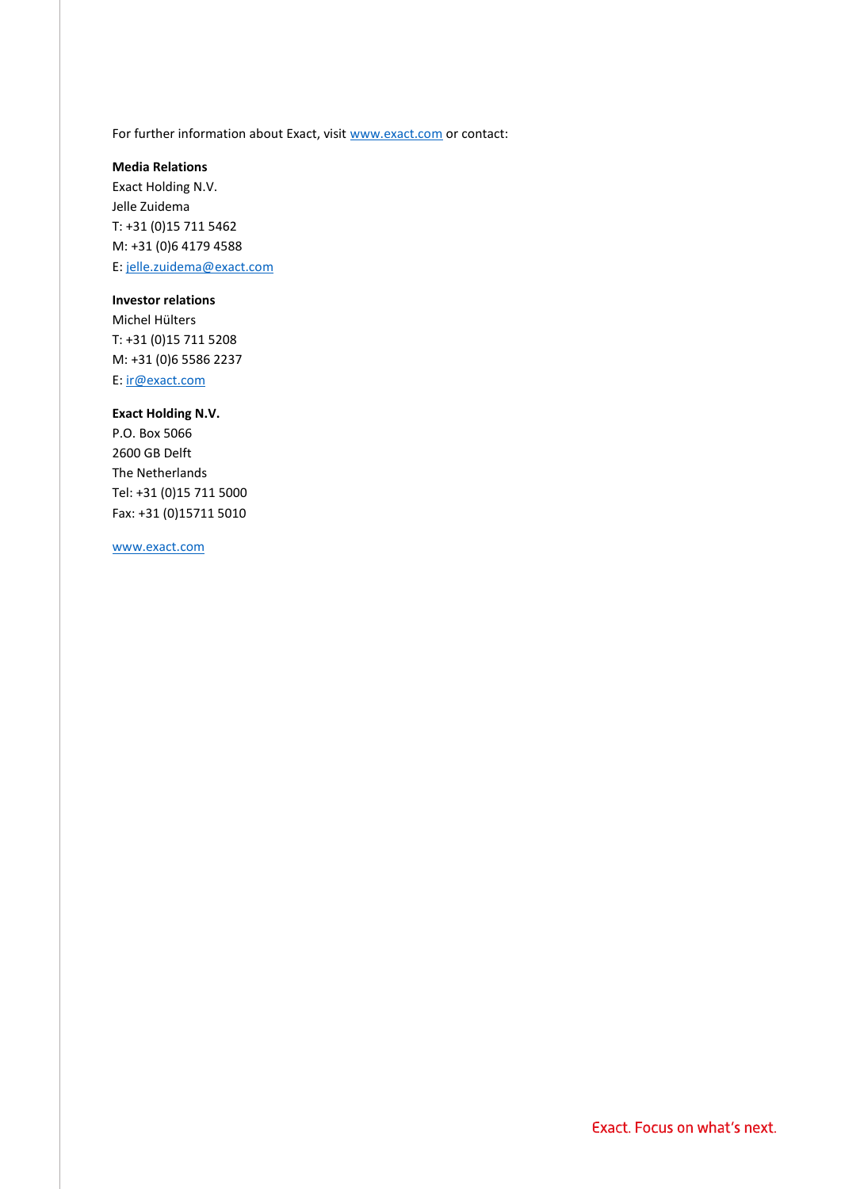For further information about Exact, visit www.exact.com or contact:

**Media Relations**
Exact Holding N.V.
Jelle Zuidema
T: +31 (0)15 711 5462
M: +31 (0)6 4179 4588
E: jelle.zuidema@exact.com

**Investor relations**
Michel Hülters
T: +31 (0)15 711 5208
M: +31 (0)6 5586 2237
E: ir@exact.com

**Exact Holding N.V.**
P.O. Box 5066
2600 GB Delft
The Netherlands
Tel: +31 (0)15 711 5000
Fax: +31 (0)15711 5010

www.exact.com

Exact. Focus on what's next.